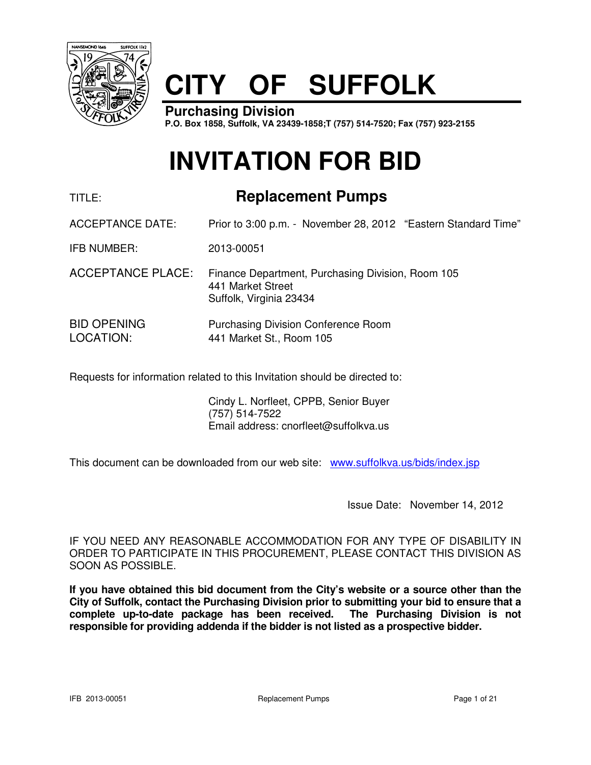# CITY OF SUFFOLK

**Purchasing Division**
**P.O. Box 1858, Suffolk, VA 23439-1858;T (757) 514-7520; Fax (757) 923-2155**

# INVITATION FOR BID

| | |
|---|---|
| TITLE: | **Replacement Pumps** |
| ACCEPTANCE DATE: | Prior to 3:00 p.m. - November 28, 2012 "Eastern Standard Time" |
| IFB NUMBER: | 2013-00051 |
| ACCEPTANCE PLACE: | Finance Department, Purchasing Division, Room 105<br>441 Market Street<br>Suffolk, Virginia 23434 |
| BID OPENING LOCATION: | Purchasing Division Conference Room<br>441 Market St., Room 105 |

Requests for information related to this Invitation should be directed to:

Cindy L. Norfleet, CPPB, Senior Buyer
(757) 514-7522
Email address: cnorfleet@suffolkva.us

This document can be downloaded from our web site: www.suffolkva.us/bids/index.jsp

Issue Date: November 14, 2012

IF YOU NEED ANY REASONABLE ACCOMMODATION FOR ANY TYPE OF DISABILITY IN ORDER TO PARTICIPATE IN THIS PROCUREMENT, PLEASE CONTACT THIS DIVISION AS SOON AS POSSIBLE.

**If you have obtained this bid document from the City's website or a source other than the City of Suffolk, contact the Purchasing Division prior to submitting your bid to ensure that a complete up-to-date package has been received. The Purchasing Division is not responsible for providing addenda if the bidder is not listed as a prospective bidder.**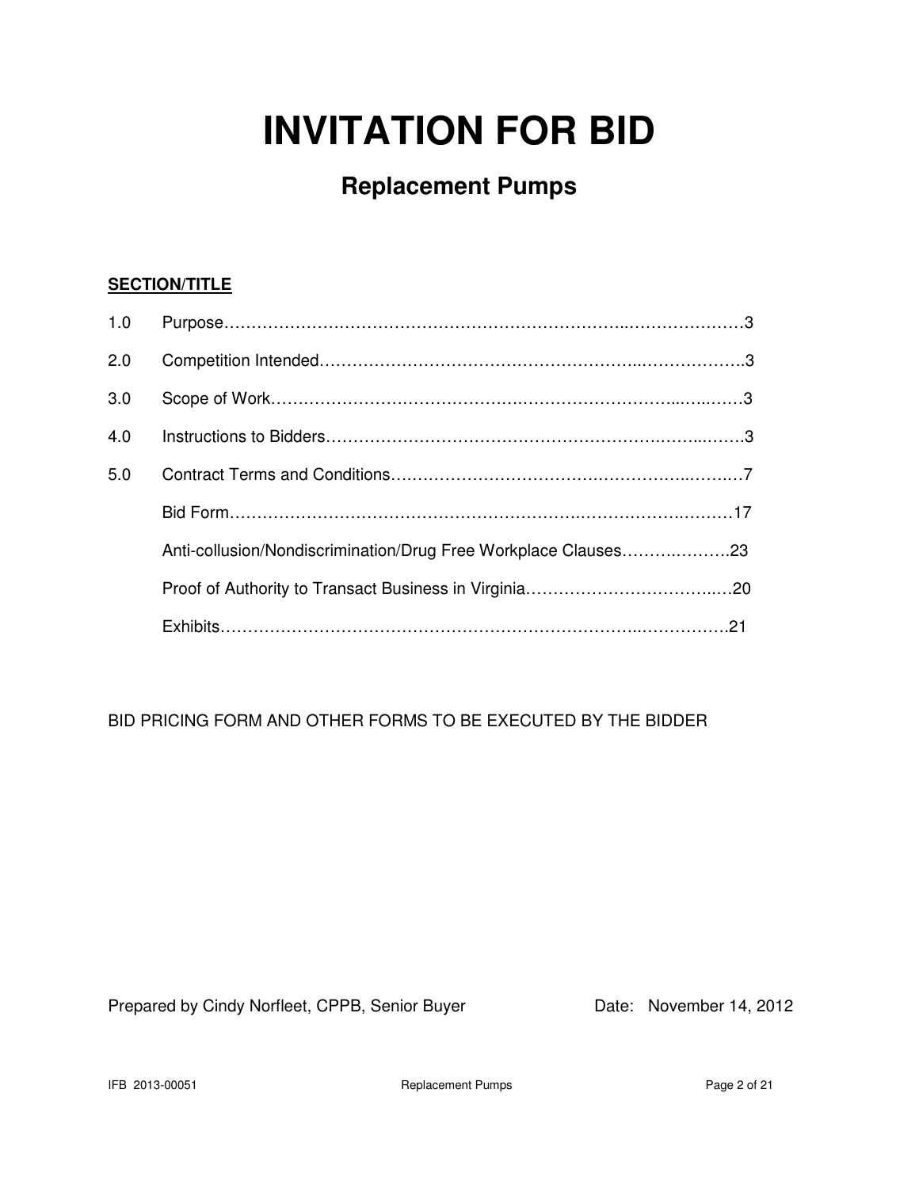# INVITATION FOR BID

## Replacement Pumps

**SECTION/TITLE**

| | | |
|---|---|---|
| 1.0 | Purpose | 3 |
| 2.0 | Competition Intended | 3 |
| 3.0 | Scope of Work | 3 |
| 4.0 | Instructions to Bidders | 3 |
| 5.0 | Contract Terms and Conditions | 7 |
| | Bid Form | 17 |
| | Anti-collusion/Nondiscrimination/Drug Free Workplace Clauses | 23 |
| | Proof of Authority to Transact Business in Virginia | 20 |
| | Exhibits | 21 |

BID PRICING FORM AND OTHER FORMS TO BE EXECUTED BY THE BIDDER

Prepared by Cindy Norfleet, CPPB, Senior Buyer    Date: November 14, 2012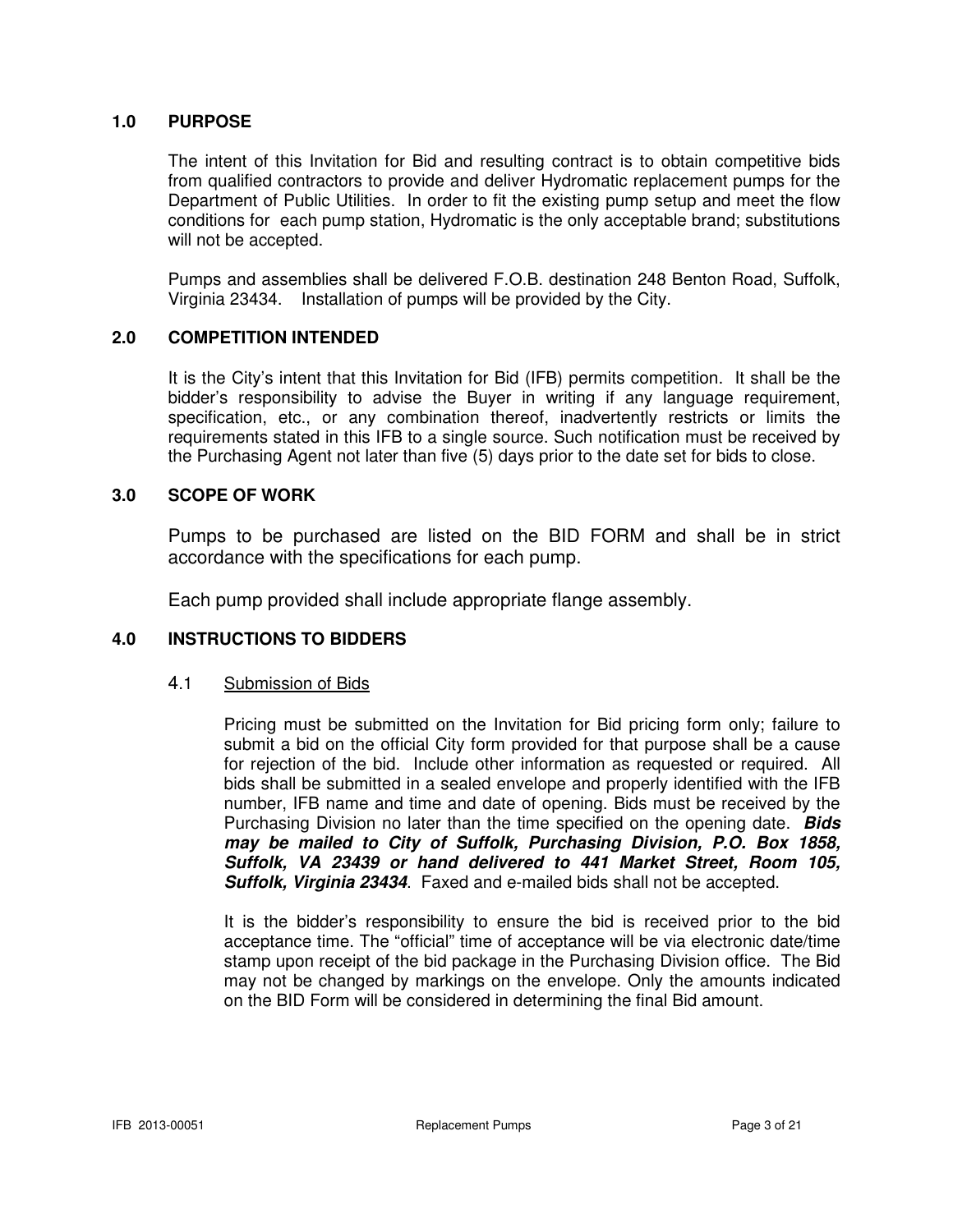## 1.0 PURPOSE

The intent of this Invitation for Bid and resulting contract is to obtain competitive bids from qualified contractors to provide and deliver Hydromatic replacement pumps for the Department of Public Utilities. In order to fit the existing pump setup and meet the flow conditions for each pump station, Hydromatic is the only acceptable brand; substitutions will not be accepted.

Pumps and assemblies shall be delivered F.O.B. destination 248 Benton Road, Suffolk, Virginia 23434. Installation of pumps will be provided by the City.

## 2.0 COMPETITION INTENDED

It is the City's intent that this Invitation for Bid (IFB) permits competition. It shall be the bidder's responsibility to advise the Buyer in writing if any language requirement, specification, etc., or any combination thereof, inadvertently restricts or limits the requirements stated in this IFB to a single source. Such notification must be received by the Purchasing Agent not later than five (5) days prior to the date set for bids to close.

## 3.0 SCOPE OF WORK

Pumps to be purchased are listed on the BID FORM and shall be in strict accordance with the specifications for each pump.

Each pump provided shall include appropriate flange assembly.

## 4.0 INSTRUCTIONS TO BIDDERS

### 4.1 Submission of Bids

Pricing must be submitted on the Invitation for Bid pricing form only; failure to submit a bid on the official City form provided for that purpose shall be a cause for rejection of the bid. Include other information as requested or required. All bids shall be submitted in a sealed envelope and properly identified with the IFB number, IFB name and time and date of opening. Bids must be received by the Purchasing Division no later than the time specified on the opening date. ***Bids may be mailed to City of Suffolk, Purchasing Division, P.O. Box 1858, Suffolk, VA 23439 or hand delivered to 441 Market Street, Room 105, Suffolk, Virginia 23434***. Faxed and e-mailed bids shall not be accepted.

It is the bidder's responsibility to ensure the bid is received prior to the bid acceptance time. The "official" time of acceptance will be via electronic date/time stamp upon receipt of the bid package in the Purchasing Division office. The Bid may not be changed by markings on the envelope. Only the amounts indicated on the BID Form will be considered in determining the final Bid amount.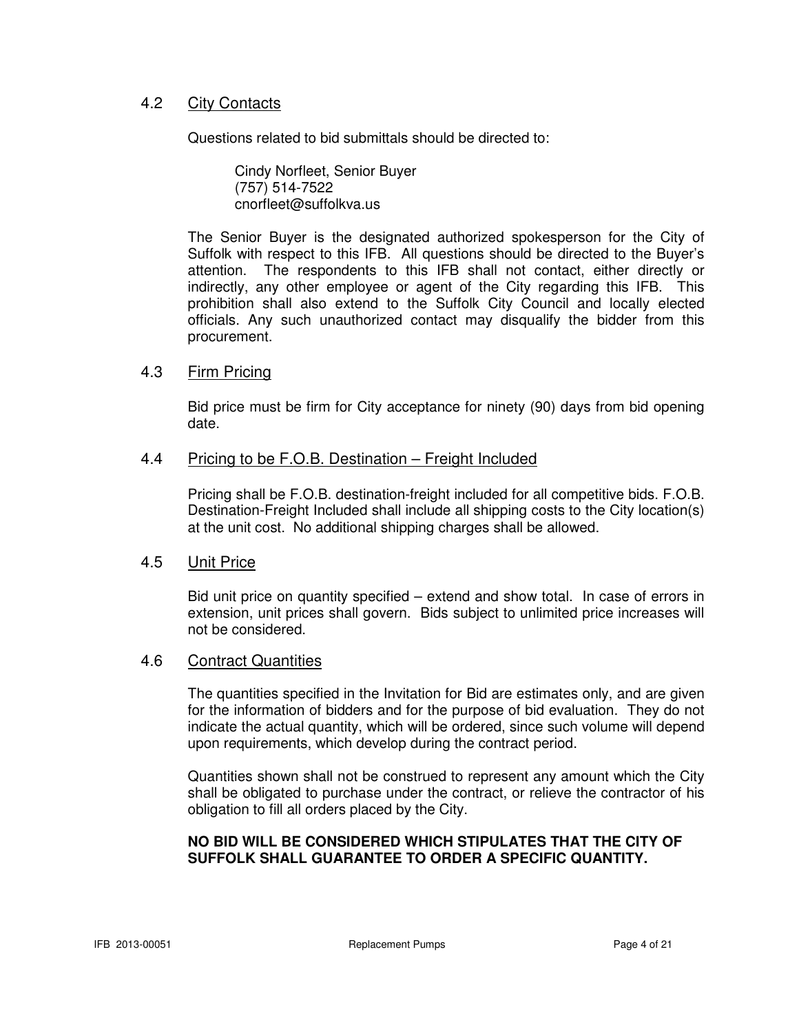### 4.2 City Contacts

Questions related to bid submittals should be directed to:

Cindy Norfleet, Senior Buyer
(757) 514-7522
cnorfleet@suffolkva.us

The Senior Buyer is the designated authorized spokesperson for the City of Suffolk with respect to this IFB. All questions should be directed to the Buyer's attention. The respondents to this IFB shall not contact, either directly or indirectly, any other employee or agent of the City regarding this IFB. This prohibition shall also extend to the Suffolk City Council and locally elected officials. Any such unauthorized contact may disqualify the bidder from this procurement.

### 4.3 Firm Pricing

Bid price must be firm for City acceptance for ninety (90) days from bid opening date.

### 4.4 Pricing to be F.O.B. Destination – Freight Included

Pricing shall be F.O.B. destination-freight included for all competitive bids. F.O.B. Destination-Freight Included shall include all shipping costs to the City location(s) at the unit cost. No additional shipping charges shall be allowed.

### 4.5 Unit Price

Bid unit price on quantity specified – extend and show total. In case of errors in extension, unit prices shall govern. Bids subject to unlimited price increases will not be considered.

### 4.6 Contract Quantities

The quantities specified in the Invitation for Bid are estimates only, and are given for the information of bidders and for the purpose of bid evaluation. They do not indicate the actual quantity, which will be ordered, since such volume will depend upon requirements, which develop during the contract period.

Quantities shown shall not be construed to represent any amount which the City shall be obligated to purchase under the contract, or relieve the contractor of his obligation to fill all orders placed by the City.

**NO BID WILL BE CONSIDERED WHICH STIPULATES THAT THE CITY OF SUFFOLK SHALL GUARANTEE TO ORDER A SPECIFIC QUANTITY.**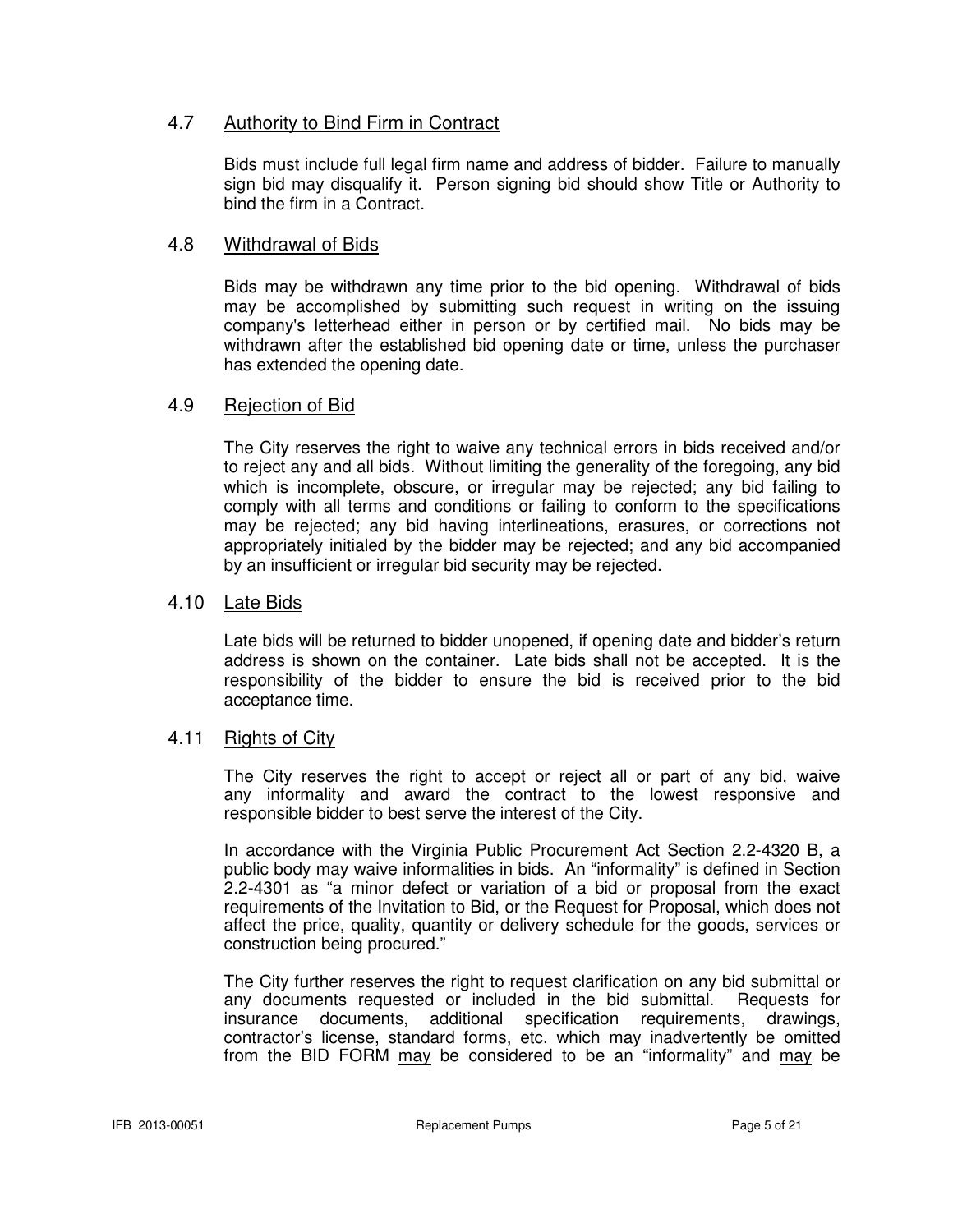### 4.7 Authority to Bind Firm in Contract

Bids must include full legal firm name and address of bidder. Failure to manually sign bid may disqualify it. Person signing bid should show Title or Authority to bind the firm in a Contract.

### 4.8 Withdrawal of Bids

Bids may be withdrawn any time prior to the bid opening. Withdrawal of bids may be accomplished by submitting such request in writing on the issuing company's letterhead either in person or by certified mail. No bids may be withdrawn after the established bid opening date or time, unless the purchaser has extended the opening date.

### 4.9 Rejection of Bid

The City reserves the right to waive any technical errors in bids received and/or to reject any and all bids. Without limiting the generality of the foregoing, any bid which is incomplete, obscure, or irregular may be rejected; any bid failing to comply with all terms and conditions or failing to conform to the specifications may be rejected; any bid having interlineations, erasures, or corrections not appropriately initialed by the bidder may be rejected; and any bid accompanied by an insufficient or irregular bid security may be rejected.

### 4.10 Late Bids

Late bids will be returned to bidder unopened, if opening date and bidder's return address is shown on the container. Late bids shall not be accepted. It is the responsibility of the bidder to ensure the bid is received prior to the bid acceptance time.

### 4.11 Rights of City

The City reserves the right to accept or reject all or part of any bid, waive any informality and award the contract to the lowest responsive and responsible bidder to best serve the interest of the City.

In accordance with the Virginia Public Procurement Act Section 2.2-4320 B, a public body may waive informalities in bids. An "informality" is defined in Section 2.2-4301 as "a minor defect or variation of a bid or proposal from the exact requirements of the Invitation to Bid, or the Request for Proposal, which does not affect the price, quality, quantity or delivery schedule for the goods, services or construction being procured."

The City further reserves the right to request clarification on any bid submittal or any documents requested or included in the bid submittal. Requests for insurance documents, additional specification requirements, drawings, contractor's license, standard forms, etc. which may inadvertently be omitted from the BID FORM <u>may</u> be considered to be an "informality" and <u>may</u> be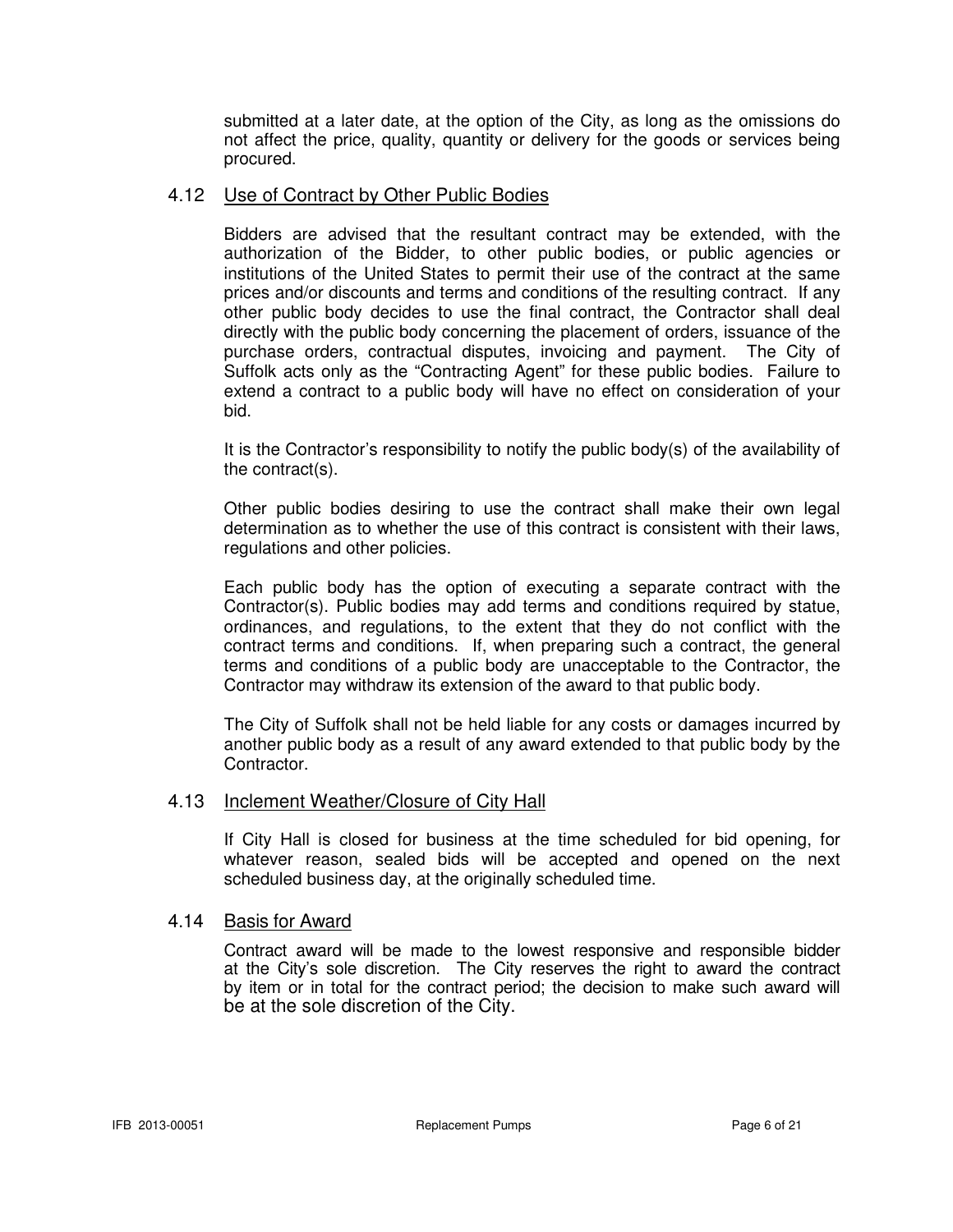submitted at a later date, at the option of the City, as long as the omissions do not affect the price, quality, quantity or delivery for the goods or services being procured.

### 4.12 Use of Contract by Other Public Bodies

Bidders are advised that the resultant contract may be extended, with the authorization of the Bidder, to other public bodies, or public agencies or institutions of the United States to permit their use of the contract at the same prices and/or discounts and terms and conditions of the resulting contract. If any other public body decides to use the final contract, the Contractor shall deal directly with the public body concerning the placement of orders, issuance of the purchase orders, contractual disputes, invoicing and payment. The City of Suffolk acts only as the "Contracting Agent" for these public bodies. Failure to extend a contract to a public body will have no effect on consideration of your bid.

It is the Contractor's responsibility to notify the public body(s) of the availability of the contract(s).

Other public bodies desiring to use the contract shall make their own legal determination as to whether the use of this contract is consistent with their laws, regulations and other policies.

Each public body has the option of executing a separate contract with the Contractor(s). Public bodies may add terms and conditions required by statue, ordinances, and regulations, to the extent that they do not conflict with the contract terms and conditions. If, when preparing such a contract, the general terms and conditions of a public body are unacceptable to the Contractor, the Contractor may withdraw its extension of the award to that public body.

The City of Suffolk shall not be held liable for any costs or damages incurred by another public body as a result of any award extended to that public body by the Contractor.

### 4.13 Inclement Weather/Closure of City Hall

If City Hall is closed for business at the time scheduled for bid opening, for whatever reason, sealed bids will be accepted and opened on the next scheduled business day, at the originally scheduled time.

### 4.14 Basis for Award

Contract award will be made to the lowest responsive and responsible bidder at the City's sole discretion. The City reserves the right to award the contract by item or in total for the contract period; the decision to make such award will be at the sole discretion of the City.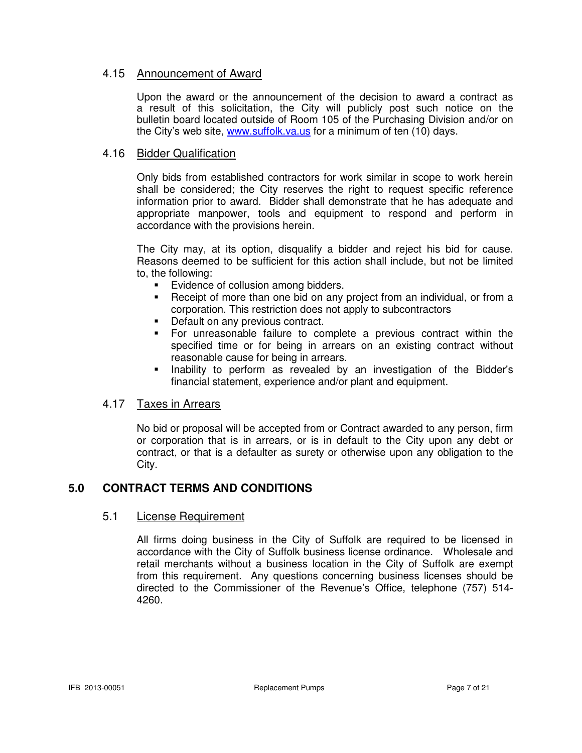### 4.15 Announcement of Award

Upon the award or the announcement of the decision to award a contract as a result of this solicitation, the City will publicly post such notice on the bulletin board located outside of Room 105 of the Purchasing Division and/or on the City's web site, www.suffolk.va.us for a minimum of ten (10) days.

### 4.16 Bidder Qualification

Only bids from established contractors for work similar in scope to work herein shall be considered; the City reserves the right to request specific reference information prior to award. Bidder shall demonstrate that he has adequate and appropriate manpower, tools and equipment to respond and perform in accordance with the provisions herein.

The City may, at its option, disqualify a bidder and reject his bid for cause. Reasons deemed to be sufficient for this action shall include, but not be limited to, the following:

- Evidence of collusion among bidders.
- Receipt of more than one bid on any project from an individual, or from a corporation. This restriction does not apply to subcontractors
- Default on any previous contract.
- For unreasonable failure to complete a previous contract within the specified time or for being in arrears on an existing contract without reasonable cause for being in arrears.
- Inability to perform as revealed by an investigation of the Bidder's financial statement, experience and/or plant and equipment.

### 4.17 Taxes in Arrears

No bid or proposal will be accepted from or Contract awarded to any person, firm or corporation that is in arrears, or is in default to the City upon any debt or contract, or that is a defaulter as surety or otherwise upon any obligation to the City.

## 5.0 CONTRACT TERMS AND CONDITIONS

### 5.1 License Requirement

All firms doing business in the City of Suffolk are required to be licensed in accordance with the City of Suffolk business license ordinance. Wholesale and retail merchants without a business location in the City of Suffolk are exempt from this requirement. Any questions concerning business licenses should be directed to the Commissioner of the Revenue's Office, telephone (757) 514-4260.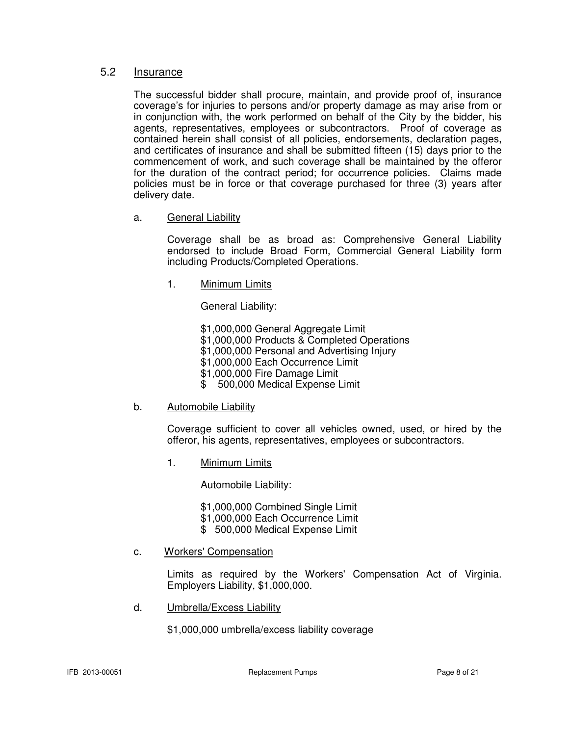## 5.2 Insurance

The successful bidder shall procure, maintain, and provide proof of, insurance coverage's for injuries to persons and/or property damage as may arise from or in conjunction with, the work performed on behalf of the City by the bidder, his agents, representatives, employees or subcontractors. Proof of coverage as contained herein shall consist of all policies, endorsements, declaration pages, and certificates of insurance and shall be submitted fifteen (15) days prior to the commencement of work, and such coverage shall be maintained by the offeror for the duration of the contract period; for occurrence policies. Claims made policies must be in force or that coverage purchased for three (3) years after delivery date.

a. General Liability

Coverage shall be as broad as: Comprehensive General Liability endorsed to include Broad Form, Commercial General Liability form including Products/Completed Operations.

1. Minimum Limits

General Liability:

$1,000,000 General Aggregate Limit
$1,000,000 Products & Completed Operations
$1,000,000 Personal and Advertising Injury
$1,000,000 Each Occurrence Limit
$1,000,000 Fire Damage Limit
$ 500,000 Medical Expense Limit

b. Automobile Liability

Coverage sufficient to cover all vehicles owned, used, or hired by the offeror, his agents, representatives, employees or subcontractors.

1. Minimum Limits

Automobile Liability:

$1,000,000 Combined Single Limit
$1,000,000 Each Occurrence Limit
$ 500,000 Medical Expense Limit

c. Workers' Compensation

Limits as required by the Workers' Compensation Act of Virginia. Employers Liability, $1,000,000.

d. Umbrella/Excess Liability

$1,000,000 umbrella/excess liability coverage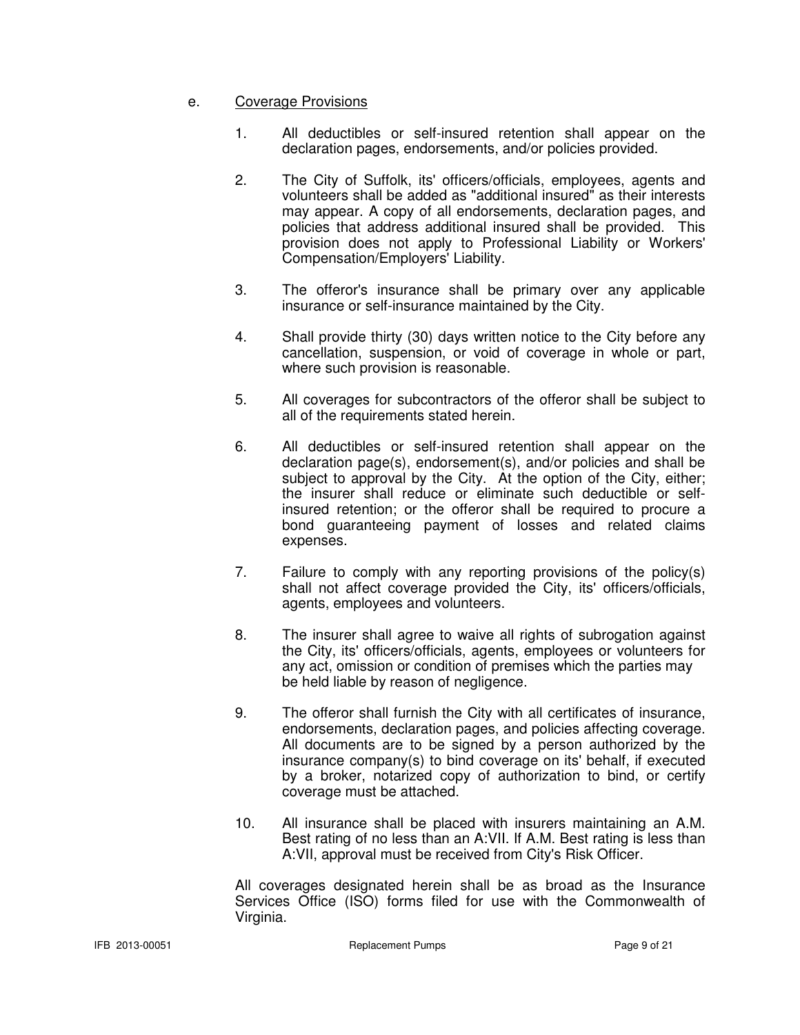e. <u>Coverage Provisions</u>

1. All deductibles or self-insured retention shall appear on the declaration pages, endorsements, and/or policies provided.

2. The City of Suffolk, its' officers/officials, employees, agents and volunteers shall be added as "additional insured" as their interests may appear. A copy of all endorsements, declaration pages, and policies that address additional insured shall be provided. This provision does not apply to Professional Liability or Workers' Compensation/Employers' Liability.

3. The offeror's insurance shall be primary over any applicable insurance or self-insurance maintained by the City.

4. Shall provide thirty (30) days written notice to the City before any cancellation, suspension, or void of coverage in whole or part, where such provision is reasonable.

5. All coverages for subcontractors of the offeror shall be subject to all of the requirements stated herein.

6. All deductibles or self-insured retention shall appear on the declaration page(s), endorsement(s), and/or policies and shall be subject to approval by the City. At the option of the City, either; the insurer shall reduce or eliminate such deductible or self-insured retention; or the offeror shall be required to procure a bond guaranteeing payment of losses and related claims expenses.

7. Failure to comply with any reporting provisions of the policy(s) shall not affect coverage provided the City, its' officers/officials, agents, employees and volunteers.

8. The insurer shall agree to waive all rights of subrogation against the City, its' officers/officials, agents, employees or volunteers for any act, omission or condition of premises which the parties may be held liable by reason of negligence.

9. The offeror shall furnish the City with all certificates of insurance, endorsements, declaration pages, and policies affecting coverage. All documents are to be signed by a person authorized by the insurance company(s) to bind coverage on its' behalf, if executed by a broker, notarized copy of authorization to bind, or certify coverage must be attached.

10. All insurance shall be placed with insurers maintaining an A.M. Best rating of no less than an A:VII. If A.M. Best rating is less than A:VII, approval must be received from City's Risk Officer.

All coverages designated herein shall be as broad as the Insurance Services Office (ISO) forms filed for use with the Commonwealth of Virginia.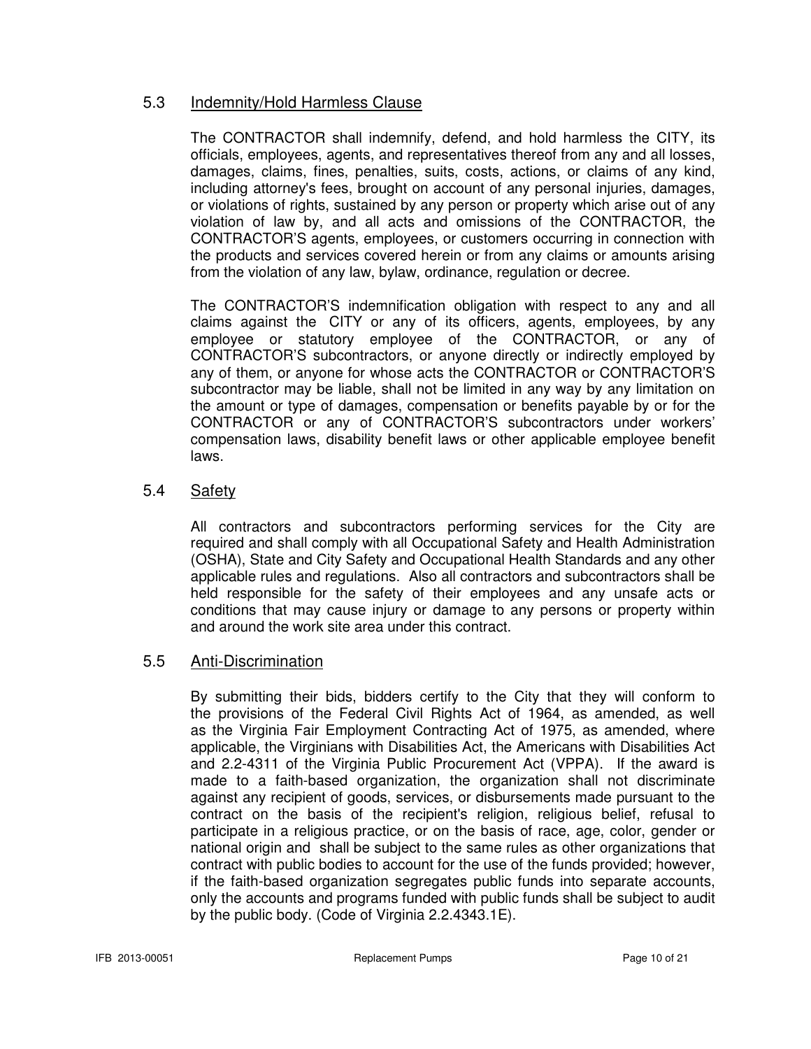### 5.3 Indemnity/Hold Harmless Clause

The CONTRACTOR shall indemnify, defend, and hold harmless the CITY, its officials, employees, agents, and representatives thereof from any and all losses, damages, claims, fines, penalties, suits, costs, actions, or claims of any kind, including attorney's fees, brought on account of any personal injuries, damages, or violations of rights, sustained by any person or property which arise out of any violation of law by, and all acts and omissions of the CONTRACTOR, the CONTRACTOR'S agents, employees, or customers occurring in connection with the products and services covered herein or from any claims or amounts arising from the violation of any law, bylaw, ordinance, regulation or decree.

The CONTRACTOR'S indemnification obligation with respect to any and all claims against the CITY or any of its officers, agents, employees, by any employee or statutory employee of the CONTRACTOR, or any of CONTRACTOR'S subcontractors, or anyone directly or indirectly employed by any of them, or anyone for whose acts the CONTRACTOR or CONTRACTOR'S subcontractor may be liable, shall not be limited in any way by any limitation on the amount or type of damages, compensation or benefits payable by or for the CONTRACTOR or any of CONTRACTOR'S subcontractors under workers' compensation laws, disability benefit laws or other applicable employee benefit laws.

### 5.4 Safety

All contractors and subcontractors performing services for the City are required and shall comply with all Occupational Safety and Health Administration (OSHA), State and City Safety and Occupational Health Standards and any other applicable rules and regulations. Also all contractors and subcontractors shall be held responsible for the safety of their employees and any unsafe acts or conditions that may cause injury or damage to any persons or property within and around the work site area under this contract.

### 5.5 Anti-Discrimination

By submitting their bids, bidders certify to the City that they will conform to the provisions of the Federal Civil Rights Act of 1964, as amended, as well as the Virginia Fair Employment Contracting Act of 1975, as amended, where applicable, the Virginians with Disabilities Act, the Americans with Disabilities Act and 2.2-4311 of the Virginia Public Procurement Act (VPPA). If the award is made to a faith-based organization, the organization shall not discriminate against any recipient of goods, services, or disbursements made pursuant to the contract on the basis of the recipient's religion, religious belief, refusal to participate in a religious practice, or on the basis of race, age, color, gender or national origin and shall be subject to the same rules as other organizations that contract with public bodies to account for the use of the funds provided; however, if the faith-based organization segregates public funds into separate accounts, only the accounts and programs funded with public funds shall be subject to audit by the public body. (Code of Virginia 2.2.4343.1E).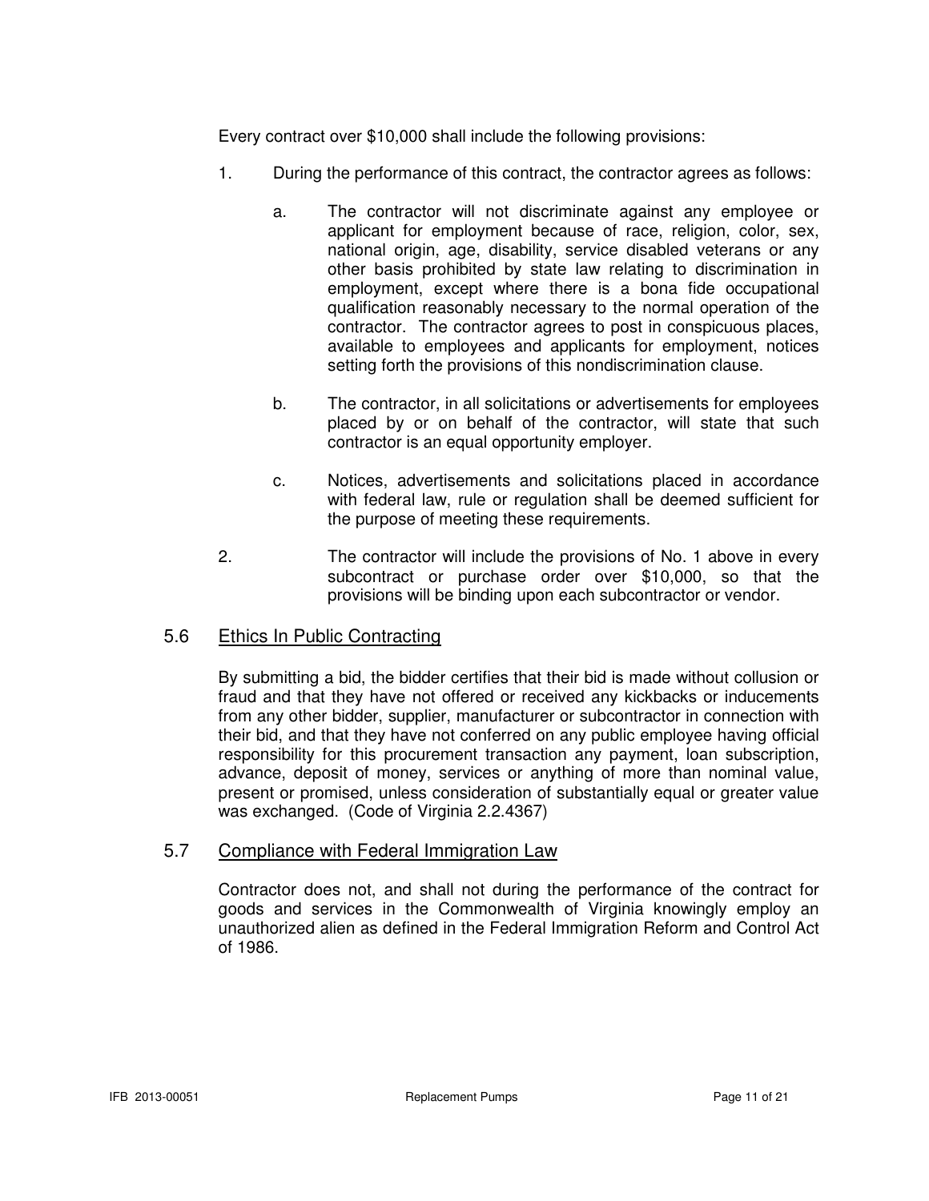Every contract over $10,000 shall include the following provisions:

1. During the performance of this contract, the contractor agrees as follows:

    a. The contractor will not discriminate against any employee or applicant for employment because of race, religion, color, sex, national origin, age, disability, service disabled veterans or any other basis prohibited by state law relating to discrimination in employment, except where there is a bona fide occupational qualification reasonably necessary to the normal operation of the contractor. The contractor agrees to post in conspicuous places, available to employees and applicants for employment, notices setting forth the provisions of this nondiscrimination clause.

    b. The contractor, in all solicitations or advertisements for employees placed by or on behalf of the contractor, will state that such contractor is an equal opportunity employer.

    c. Notices, advertisements and solicitations placed in accordance with federal law, rule or regulation shall be deemed sufficient for the purpose of meeting these requirements.

2. The contractor will include the provisions of No. 1 above in every subcontract or purchase order over $10,000, so that the provisions will be binding upon each subcontractor or vendor.

## 5.6 Ethics In Public Contracting

By submitting a bid, the bidder certifies that their bid is made without collusion or fraud and that they have not offered or received any kickbacks or inducements from any other bidder, supplier, manufacturer or subcontractor in connection with their bid, and that they have not conferred on any public employee having official responsibility for this procurement transaction any payment, loan subscription, advance, deposit of money, services or anything of more than nominal value, present or promised, unless consideration of substantially equal or greater value was exchanged. (Code of Virginia 2.2.4367)

## 5.7 Compliance with Federal Immigration Law

Contractor does not, and shall not during the performance of the contract for goods and services in the Commonwealth of Virginia knowingly employ an unauthorized alien as defined in the Federal Immigration Reform and Control Act of 1986.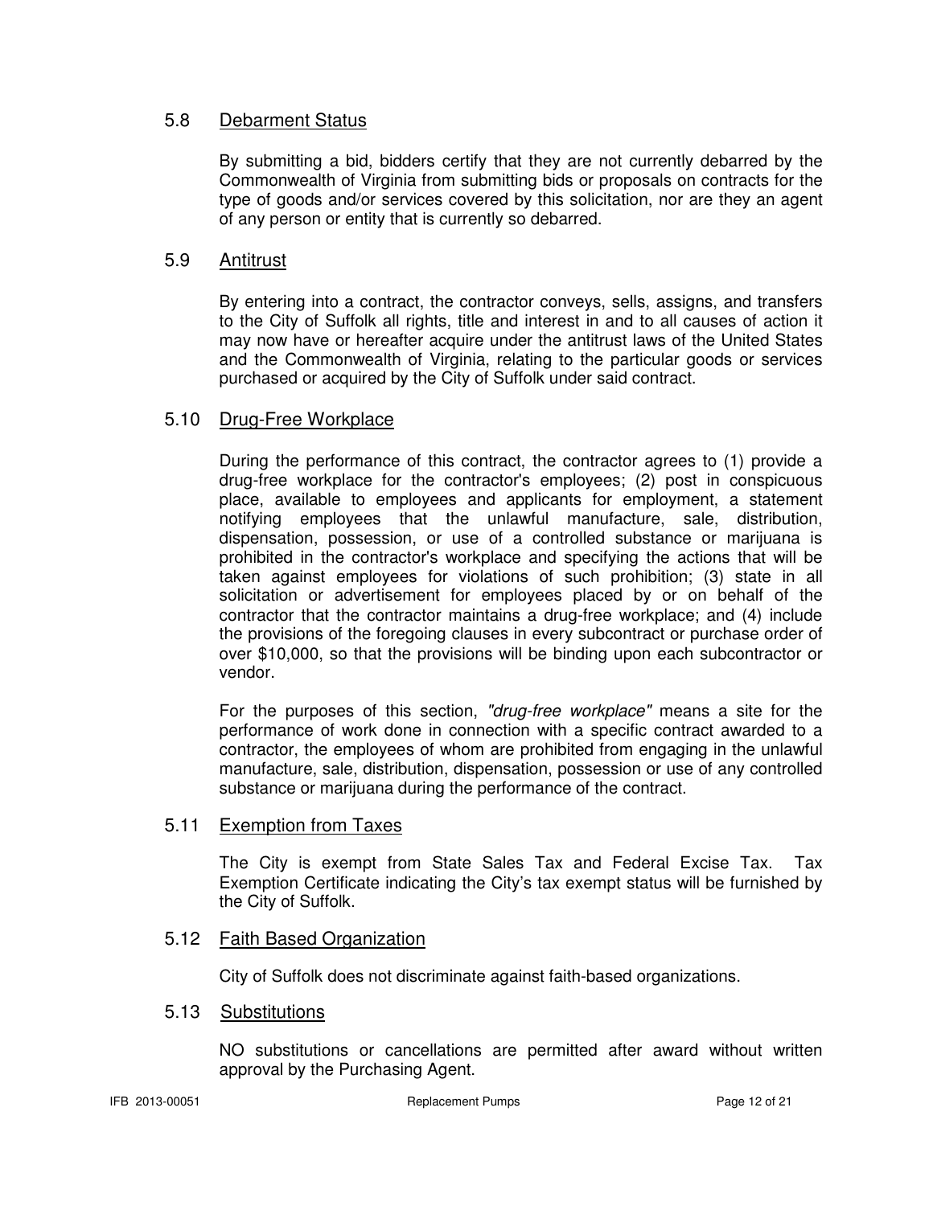## 5.8 Debarment Status

By submitting a bid, bidders certify that they are not currently debarred by the Commonwealth of Virginia from submitting bids or proposals on contracts for the type of goods and/or services covered by this solicitation, nor are they an agent of any person or entity that is currently so debarred.

## 5.9 Antitrust

By entering into a contract, the contractor conveys, sells, assigns, and transfers to the City of Suffolk all rights, title and interest in and to all causes of action it may now have or hereafter acquire under the antitrust laws of the United States and the Commonwealth of Virginia, relating to the particular goods or services purchased or acquired by the City of Suffolk under said contract.

## 5.10 Drug-Free Workplace

During the performance of this contract, the contractor agrees to (1) provide a drug-free workplace for the contractor's employees; (2) post in conspicuous place, available to employees and applicants for employment, a statement notifying employees that the unlawful manufacture, sale, distribution, dispensation, possession, or use of a controlled substance or marijuana is prohibited in the contractor's workplace and specifying the actions that will be taken against employees for violations of such prohibition; (3) state in all solicitation or advertisement for employees placed by or on behalf of the contractor that the contractor maintains a drug-free workplace; and (4) include the provisions of the foregoing clauses in every subcontract or purchase order of over $10,000, so that the provisions will be binding upon each subcontractor or vendor.

For the purposes of this section, *"drug-free workplace"* means a site for the performance of work done in connection with a specific contract awarded to a contractor, the employees of whom are prohibited from engaging in the unlawful manufacture, sale, distribution, dispensation, possession or use of any controlled substance or marijuana during the performance of the contract.

## 5.11 Exemption from Taxes

The City is exempt from State Sales Tax and Federal Excise Tax. Tax Exemption Certificate indicating the City's tax exempt status will be furnished by the City of Suffolk.

## 5.12 Faith Based Organization

City of Suffolk does not discriminate against faith-based organizations.

## 5.13 Substitutions

NO substitutions or cancellations are permitted after award without written approval by the Purchasing Agent.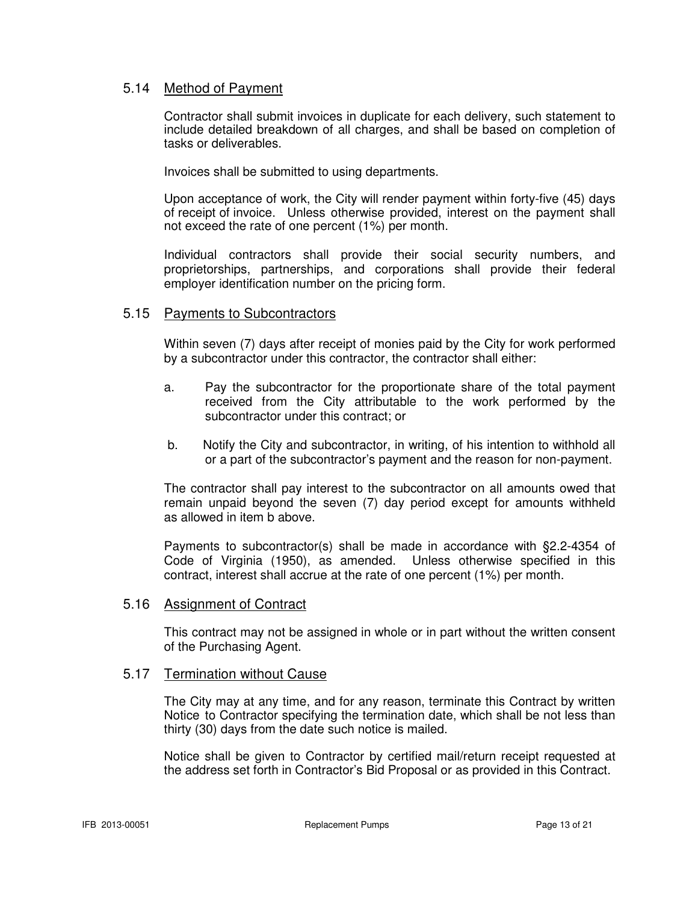### 5.14 Method of Payment

Contractor shall submit invoices in duplicate for each delivery, such statement to include detailed breakdown of all charges, and shall be based on completion of tasks or deliverables.

Invoices shall be submitted to using departments.

Upon acceptance of work, the City will render payment within forty-five (45) days of receipt of invoice. Unless otherwise provided, interest on the payment shall not exceed the rate of one percent (1%) per month.

Individual contractors shall provide their social security numbers, and proprietorships, partnerships, and corporations shall provide their federal employer identification number on the pricing form.

### 5.15 Payments to Subcontractors

Within seven (7) days after receipt of monies paid by the City for work performed by a subcontractor under this contractor, the contractor shall either:

a. Pay the subcontractor for the proportionate share of the total payment received from the City attributable to the work performed by the subcontractor under this contract; or

b. Notify the City and subcontractor, in writing, of his intention to withhold all or a part of the subcontractor's payment and the reason for non-payment.

The contractor shall pay interest to the subcontractor on all amounts owed that remain unpaid beyond the seven (7) day period except for amounts withheld as allowed in item b above.

Payments to subcontractor(s) shall be made in accordance with §2.2-4354 of Code of Virginia (1950), as amended. Unless otherwise specified in this contract, interest shall accrue at the rate of one percent (1%) per month.

### 5.16 Assignment of Contract

This contract may not be assigned in whole or in part without the written consent of the Purchasing Agent.

### 5.17 Termination without Cause

The City may at any time, and for any reason, terminate this Contract by written Notice to Contractor specifying the termination date, which shall be not less than thirty (30) days from the date such notice is mailed.

Notice shall be given to Contractor by certified mail/return receipt requested at the address set forth in Contractor's Bid Proposal or as provided in this Contract.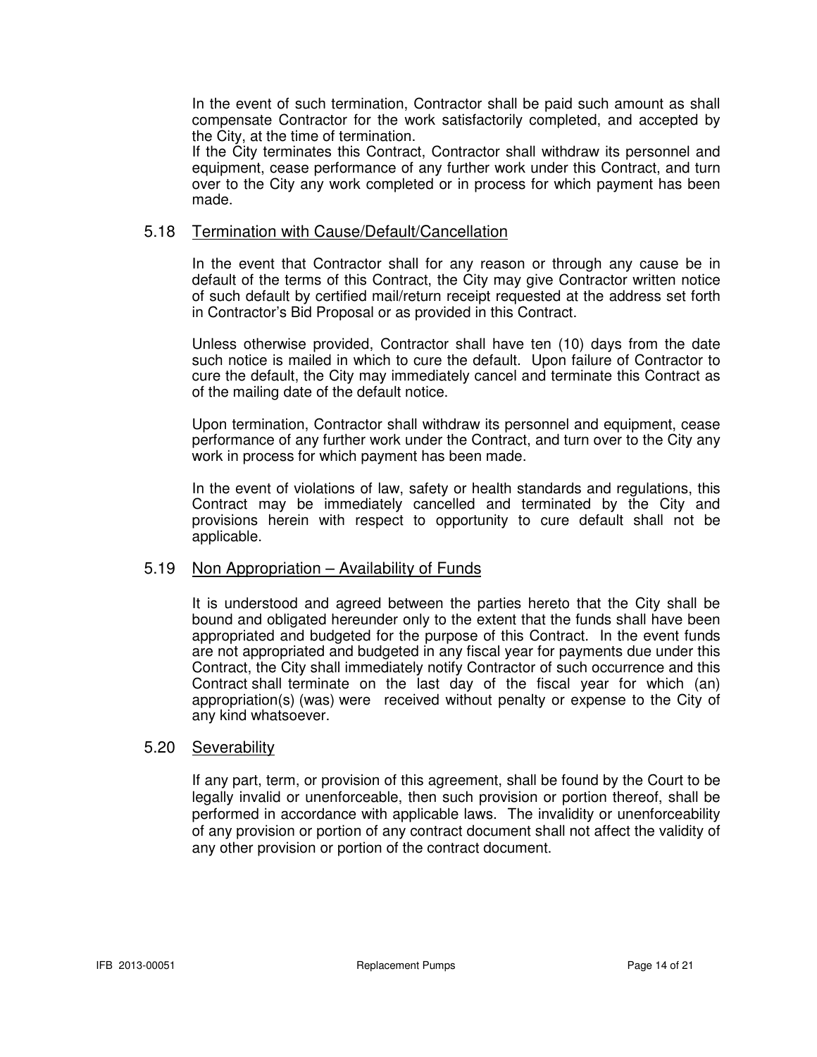In the event of such termination, Contractor shall be paid such amount as shall compensate Contractor for the work satisfactorily completed, and accepted by the City, at the time of termination.

If the City terminates this Contract, Contractor shall withdraw its personnel and equipment, cease performance of any further work under this Contract, and turn over to the City any work completed or in process for which payment has been made.

### 5.18 Termination with Cause/Default/Cancellation

In the event that Contractor shall for any reason or through any cause be in default of the terms of this Contract, the City may give Contractor written notice of such default by certified mail/return receipt requested at the address set forth in Contractor's Bid Proposal or as provided in this Contract.

Unless otherwise provided, Contractor shall have ten (10) days from the date such notice is mailed in which to cure the default. Upon failure of Contractor to cure the default, the City may immediately cancel and terminate this Contract as of the mailing date of the default notice.

Upon termination, Contractor shall withdraw its personnel and equipment, cease performance of any further work under the Contract, and turn over to the City any work in process for which payment has been made.

In the event of violations of law, safety or health standards and regulations, this Contract may be immediately cancelled and terminated by the City and provisions herein with respect to opportunity to cure default shall not be applicable.

### 5.19 Non Appropriation – Availability of Funds

It is understood and agreed between the parties hereto that the City shall be bound and obligated hereunder only to the extent that the funds shall have been appropriated and budgeted for the purpose of this Contract. In the event funds are not appropriated and budgeted in any fiscal year for payments due under this Contract, the City shall immediately notify Contractor of such occurrence and this Contract shall terminate on the last day of the fiscal year for which (an) appropriation(s) (was) were received without penalty or expense to the City of any kind whatsoever.

### 5.20 Severability

If any part, term, or provision of this agreement, shall be found by the Court to be legally invalid or unenforceable, then such provision or portion thereof, shall be performed in accordance with applicable laws. The invalidity or unenforceability of any provision or portion of any contract document shall not affect the validity of any other provision or portion of the contract document.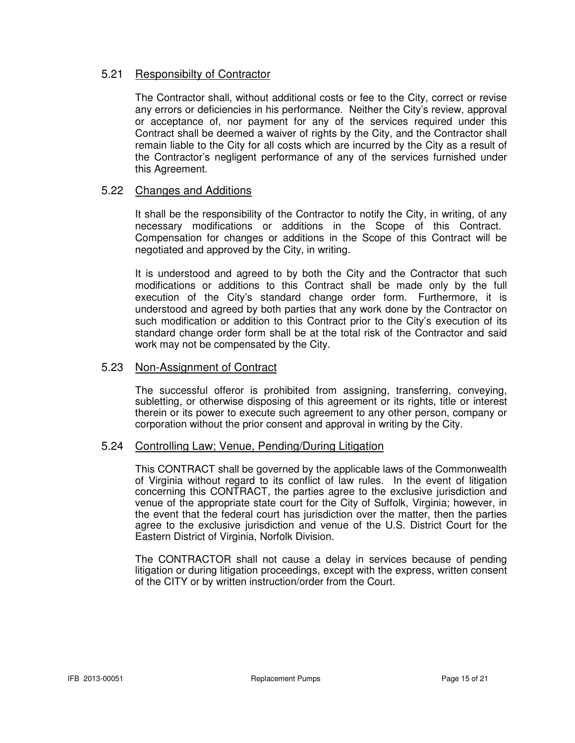### 5.21 Responsibilty of Contractor

The Contractor shall, without additional costs or fee to the City, correct or revise any errors or deficiencies in his performance. Neither the City's review, approval or acceptance of, nor payment for any of the services required under this Contract shall be deemed a waiver of rights by the City, and the Contractor shall remain liable to the City for all costs which are incurred by the City as a result of the Contractor's negligent performance of any of the services furnished under this Agreement.

### 5.22 Changes and Additions

It shall be the responsibility of the Contractor to notify the City, in writing, of any necessary modifications or additions in the Scope of this Contract. Compensation for changes or additions in the Scope of this Contract will be negotiated and approved by the City, in writing.

It is understood and agreed to by both the City and the Contractor that such modifications or additions to this Contract shall be made only by the full execution of the City's standard change order form. Furthermore, it is understood and agreed by both parties that any work done by the Contractor on such modification or addition to this Contract prior to the City's execution of its standard change order form shall be at the total risk of the Contractor and said work may not be compensated by the City.

### 5.23 Non-Assignment of Contract

The successful offeror is prohibited from assigning, transferring, conveying, subletting, or otherwise disposing of this agreement or its rights, title or interest therein or its power to execute such agreement to any other person, company or corporation without the prior consent and approval in writing by the City.

### 5.24 Controlling Law; Venue, Pending/During Litigation

This CONTRACT shall be governed by the applicable laws of the Commonwealth of Virginia without regard to its conflict of law rules. In the event of litigation concerning this CONTRACT, the parties agree to the exclusive jurisdiction and venue of the appropriate state court for the City of Suffolk, Virginia; however, in the event that the federal court has jurisdiction over the matter, then the parties agree to the exclusive jurisdiction and venue of the U.S. District Court for the Eastern District of Virginia, Norfolk Division.

The CONTRACTOR shall not cause a delay in services because of pending litigation or during litigation proceedings, except with the express, written consent of the CITY or by written instruction/order from the Court.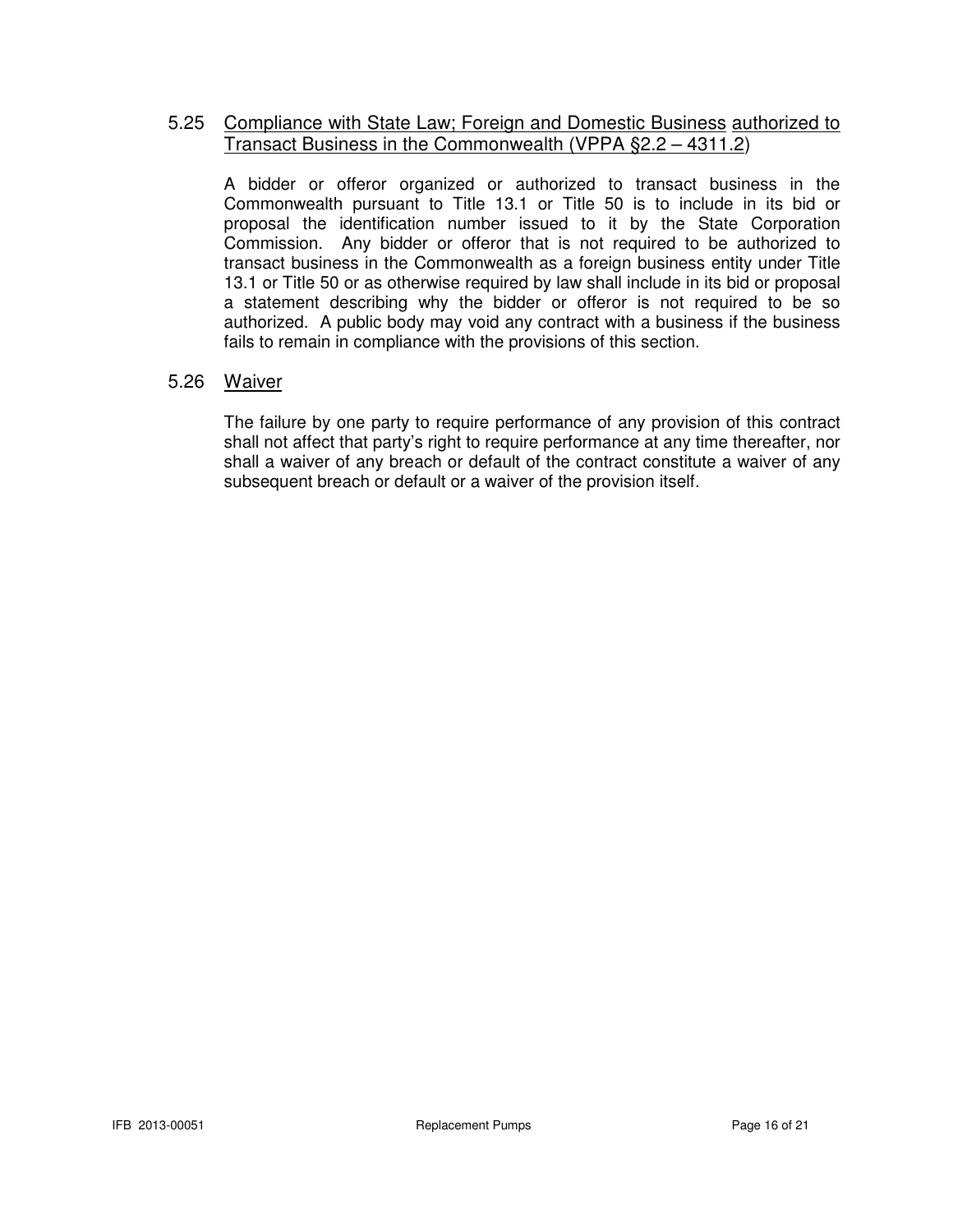### 5.25 Compliance with State Law; Foreign and Domestic Business authorized to Transact Business in the Commonwealth (VPPA §2.2 – 4311.2)

A bidder or offeror organized or authorized to transact business in the Commonwealth pursuant to Title 13.1 or Title 50 is to include in its bid or proposal the identification number issued to it by the State Corporation Commission. Any bidder or offeror that is not required to be authorized to transact business in the Commonwealth as a foreign business entity under Title 13.1 or Title 50 or as otherwise required by law shall include in its bid or proposal a statement describing why the bidder or offeror is not required to be so authorized. A public body may void any contract with a business if the business fails to remain in compliance with the provisions of this section.

### 5.26 Waiver

The failure by one party to require performance of any provision of this contract shall not affect that party's right to require performance at any time thereafter, nor shall a waiver of any breach or default of the contract constitute a waiver of any subsequent breach or default or a waiver of the provision itself.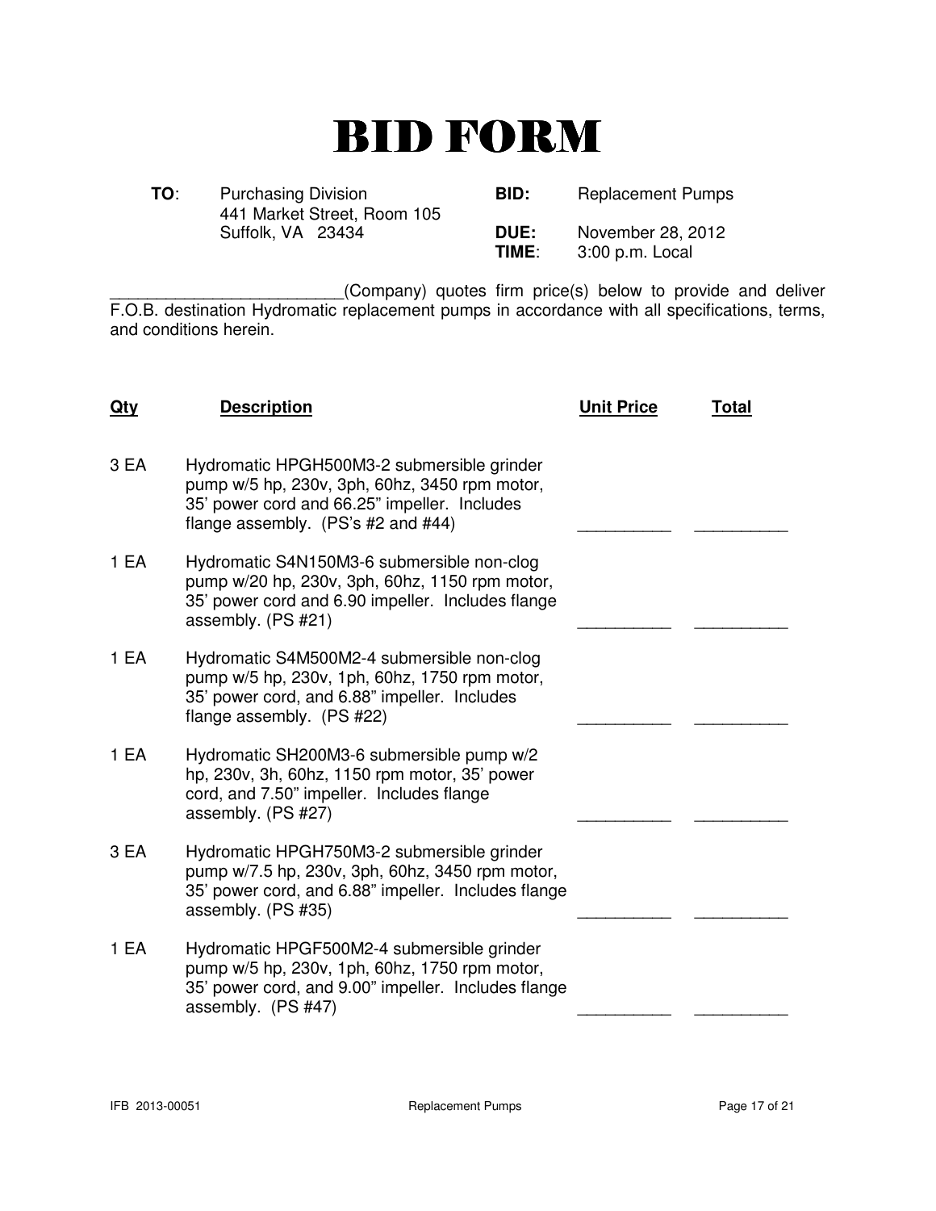# BID FORM

**TO**: Purchasing Division
441 Market Street, Room 105
Suffolk, VA 23434

**BID:** Replacement Pumps

**DUE:** November 28, 2012

**TIME**: 3:00 p.m. Local

_________________________(Company) quotes firm price(s) below to provide and deliver F.O.B. destination Hydromatic replacement pumps in accordance with all specifications, terms, and conditions herein.

| Qty | Description | Unit Price | Total |
|---|---|---|---|
| 3 EA | Hydromatic HPGH500M3-2 submersible grinder pump w/5 hp, 230v, 3ph, 60hz, 3450 rpm motor, 35' power cord and 66.25" impeller. Includes flange assembly. (PS's #2 and #44) | __________ | __________ |
| 1 EA | Hydromatic S4N150M3-6 submersible non-clog pump w/20 hp, 230v, 3ph, 60hz, 1150 rpm motor, 35' power cord and 6.90 impeller. Includes flange assembly. (PS #21) | __________ | __________ |
| 1 EA | Hydromatic S4M500M2-4 submersible non-clog pump w/5 hp, 230v, 1ph, 60hz, 1750 rpm motor, 35' power cord, and 6.88" impeller. Includes flange assembly. (PS #22) | __________ | __________ |
| 1 EA | Hydromatic SH200M3-6 submersible pump w/2 hp, 230v, 3h, 60hz, 1150 rpm motor, 35' power cord, and 7.50" impeller. Includes flange assembly. (PS #27) | __________ | __________ |
| 3 EA | Hydromatic HPGH750M3-2 submersible grinder pump w/7.5 hp, 230v, 3ph, 60hz, 3450 rpm motor, 35' power cord, and 6.88" impeller. Includes flange assembly. (PS #35) | __________ | __________ |
| 1 EA | Hydromatic HPGF500M2-4 submersible grinder pump w/5 hp, 230v, 1ph, 60hz, 1750 rpm motor, 35' power cord, and 9.00" impeller. Includes flange assembly. (PS #47) | __________ | __________ |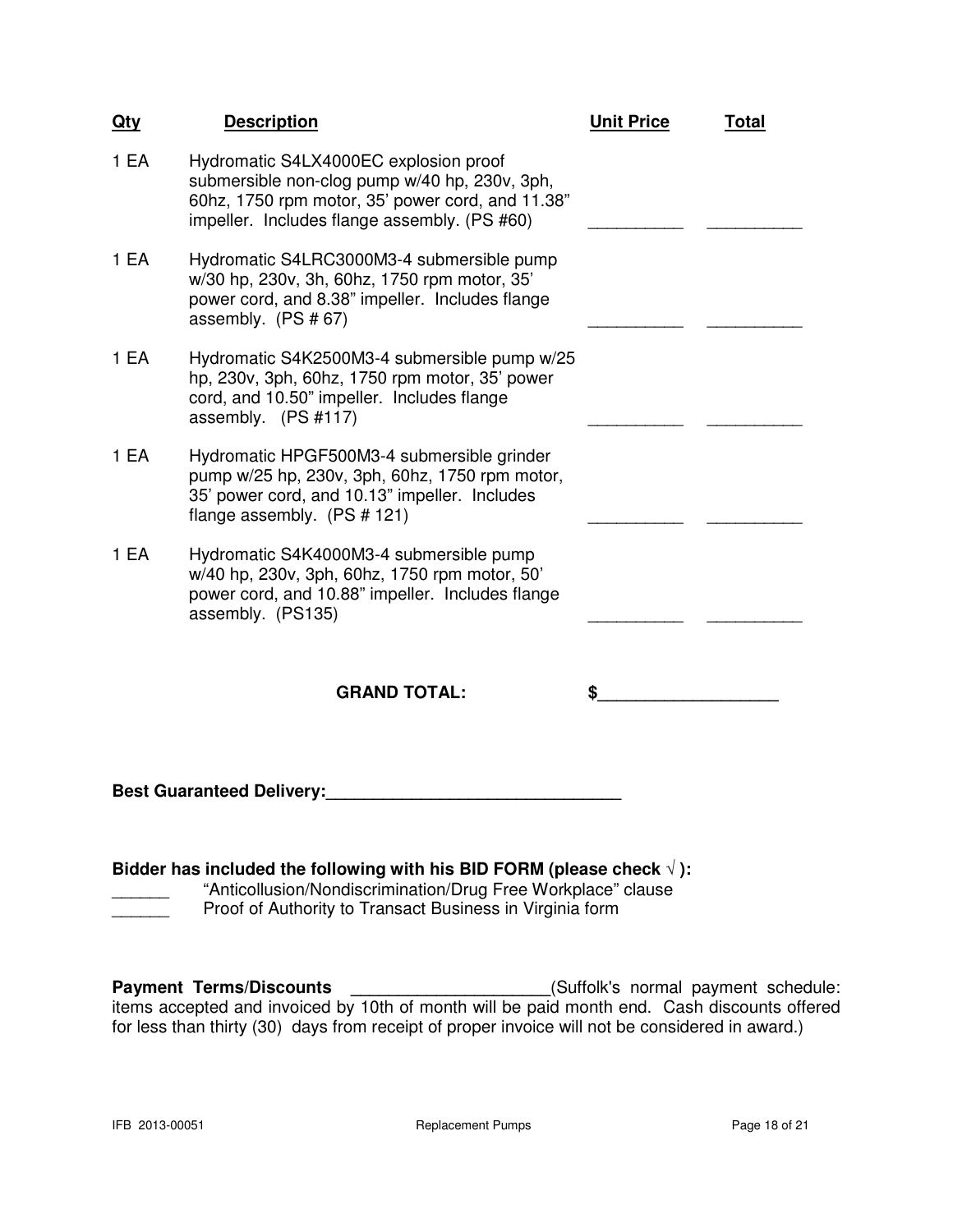| Qty | Description | Unit Price | Total |
|---|---|---|---|
| 1 EA | Hydromatic S4LX4000EC explosion proof submersible non-clog pump w/40 hp, 230v, 3ph, 60hz, 1750 rpm motor, 35' power cord, and 11.38" impeller. Includes flange assembly. (PS #60) | __________ | __________ |
| 1 EA | Hydromatic S4LRC3000M3-4 submersible pump w/30 hp, 230v, 3h, 60hz, 1750 rpm motor, 35' power cord, and 8.38" impeller. Includes flange assembly. (PS # 67) | __________ | __________ |
| 1 EA | Hydromatic S4K2500M3-4 submersible pump w/25 hp, 230v, 3ph, 60hz, 1750 rpm motor, 35' power cord, and 10.50" impeller. Includes flange assembly. (PS #117) | __________ | __________ |
| 1 EA | Hydromatic HPGF500M3-4 submersible grinder pump w/25 hp, 230v, 3ph, 60hz, 1750 rpm motor, 35' power cord, and 10.13" impeller. Includes flange assembly. (PS # 121) | __________ | __________ |
| 1 EA | Hydromatic S4K4000M3-4 submersible pump w/40 hp, 230v, 3ph, 60hz, 1750 rpm motor, 50' power cord, and 10.88" impeller. Includes flange assembly. (PS135) | __________ | __________ |

**GRAND TOTAL:** $___________________

**Best Guaranteed Delivery:**_______________________________

**Bidder has included the following with his BID FORM (please check √ ):**

______ "Anticollusion/Nondiscrimination/Drug Free Workplace" clause

______ Proof of Authority to Transact Business in Virginia form

**Payment Terms/Discounts** ____________________(Suffolk's normal payment schedule: items accepted and invoiced by 10th of month will be paid month end. Cash discounts offered for less than thirty (30) days from receipt of proper invoice will not be considered in award.)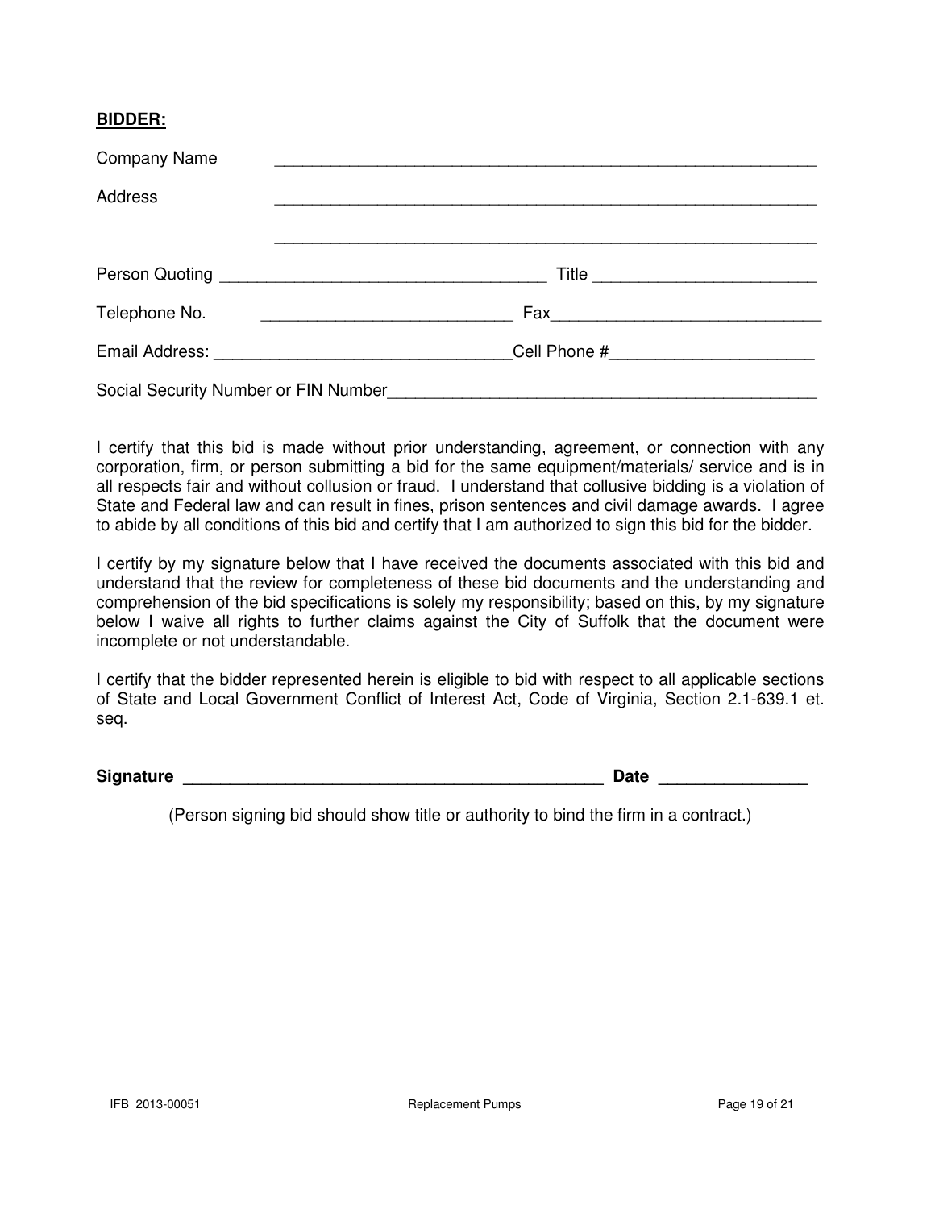**BIDDER:**

Company Name \_\_\_\_\_\_\_\_\_\_\_\_\_\_\_\_\_\_\_\_\_\_\_\_\_\_\_\_\_\_\_\_\_\_\_\_\_\_\_\_\_\_\_\_\_\_\_\_\_\_\_\_\_\_\_\_\_\_\_\_

Address \_\_\_\_\_\_\_\_\_\_\_\_\_\_\_\_\_\_\_\_\_\_\_\_\_\_\_\_\_\_\_\_\_\_\_\_\_\_\_\_\_\_\_\_\_\_\_\_\_\_\_\_\_\_\_\_\_\_\_\_

\_\_\_\_\_\_\_\_\_\_\_\_\_\_\_\_\_\_\_\_\_\_\_\_\_\_\_\_\_\_\_\_\_\_\_\_\_\_\_\_\_\_\_\_\_\_\_\_\_\_\_\_\_\_\_\_\_\_\_\_

Person Quoting \_\_\_\_\_\_\_\_\_\_\_\_\_\_\_\_\_\_\_\_\_\_\_\_\_\_\_\_\_\_\_\_\_\_\_\_ Title \_\_\_\_\_\_\_\_\_\_\_\_\_\_\_\_\_\_\_\_\_\_\_\_

Telephone No. \_\_\_\_\_\_\_\_\_\_\_\_\_\_\_\_\_\_\_\_\_\_\_\_\_\_\_\_ Fax\_\_\_\_\_\_\_\_\_\_\_\_\_\_\_\_\_\_\_\_\_\_\_\_\_\_\_\_\_\_

Email Address: \_\_\_\_\_\_\_\_\_\_\_\_\_\_\_\_\_\_\_\_\_\_\_\_\_\_\_\_\_\_\_\_\_Cell Phone #\_\_\_\_\_\_\_\_\_\_\_\_\_\_\_\_\_\_\_\_\_\_

Social Security Number or FIN Number\_\_\_\_\_\_\_\_\_\_\_\_\_\_\_\_\_\_\_\_\_\_\_\_\_\_\_\_\_\_\_\_\_\_\_\_\_\_\_\_\_\_\_\_\_\_\_\_\_

I certify that this bid is made without prior understanding, agreement, or connection with any corporation, firm, or person submitting a bid for the same equipment/materials/ service and is in all respects fair and without collusion or fraud. I understand that collusive bidding is a violation of State and Federal law and can result in fines, prison sentences and civil damage awards. I agree to abide by all conditions of this bid and certify that I am authorized to sign this bid for the bidder.

I certify by my signature below that I have received the documents associated with this bid and understand that the review for completeness of these bid documents and the understanding and comprehension of the bid specifications is solely my responsibility; based on this, by my signature below I waive all rights to further claims against the City of Suffolk that the document were incomplete or not understandable.

I certify that the bidder represented herein is eligible to bid with respect to all applicable sections of State and Local Government Conflict of Interest Act, Code of Virginia, Section 2.1-639.1 et. seq.

**Signature \_\_\_\_\_\_\_\_\_\_\_\_\_\_\_\_\_\_\_\_\_\_\_\_\_\_\_\_\_\_\_\_\_\_\_\_\_\_\_\_\_\_\_\_\_\_ Date \_\_\_\_\_\_\_\_\_\_\_\_\_\_\_\_**

(Person signing bid should show title or authority to bind the firm in a contract.)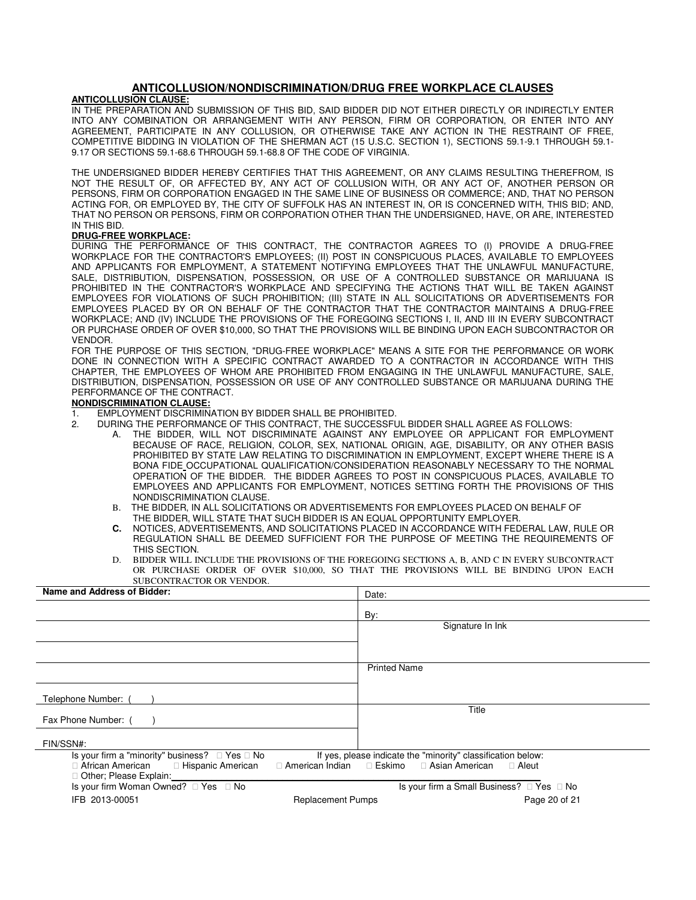## ANTICOLLUSION/NONDISCRIMINATION/DRUG FREE WORKPLACE CLAUSES

**ANTICOLLUSION CLAUSE:**

IN THE PREPARATION AND SUBMISSION OF THIS BID, SAID BIDDER DID NOT EITHER DIRECTLY OR INDIRECTLY ENTER INTO ANY COMBINATION OR ARRANGEMENT WITH ANY PERSON, FIRM OR CORPORATION, OR ENTER INTO ANY AGREEMENT, PARTICIPATE IN ANY COLLUSION, OR OTHERWISE TAKE ANY ACTION IN THE RESTRAINT OF FREE, COMPETITIVE BIDDING IN VIOLATION OF THE SHERMAN ACT (15 U.S.C. SECTION 1), SECTIONS 59.1-9.1 THROUGH 59.1-9.17 OR SECTIONS 59.1-68.6 THROUGH 59.1-68.8 OF THE CODE OF VIRGINIA.

THE UNDERSIGNED BIDDER HEREBY CERTIFIES THAT THIS AGREEMENT, OR ANY CLAIMS RESULTING THEREFROM, IS NOT THE RESULT OF, OR AFFECTED BY, ANY ACT OF COLLUSION WITH, OR ANY ACT OF, ANOTHER PERSON OR PERSONS, FIRM OR CORPORATION ENGAGED IN THE SAME LINE OF BUSINESS OR COMMERCE; AND, THAT NO PERSON ACTING FOR, OR EMPLOYED BY, THE CITY OF SUFFOLK HAS AN INTEREST IN, OR IS CONCERNED WITH, THIS BID; AND, THAT NO PERSON OR PERSONS, FIRM OR CORPORATION OTHER THAN THE UNDERSIGNED, HAVE, OR ARE, INTERESTED IN THIS BID.

**DRUG-FREE WORKPLACE:**

DURING THE PERFORMANCE OF THIS CONTRACT, THE CONTRACTOR AGREES TO (I) PROVIDE A DRUG-FREE WORKPLACE FOR THE CONTRACTOR'S EMPLOYEES; (II) POST IN CONSPICUOUS PLACES, AVAILABLE TO EMPLOYEES AND APPLICANTS FOR EMPLOYMENT, A STATEMENT NOTIFYING EMPLOYEES THAT THE UNLAWFUL MANUFACTURE, SALE, DISTRIBUTION, DISPENSATION, POSSESSION, OR USE OF A CONTROLLED SUBSTANCE OR MARIJUANA IS PROHIBITED IN THE CONTRACTOR'S WORKPLACE AND SPECIFYING THE ACTIONS THAT WILL BE TAKEN AGAINST EMPLOYEES FOR VIOLATIONS OF SUCH PROHIBITION; (III) STATE IN ALL SOLICITATIONS OR ADVERTISEMENTS FOR EMPLOYEES PLACED BY OR ON BEHALF OF THE CONTRACTOR THAT THE CONTRACTOR MAINTAINS A DRUG-FREE WORKPLACE; AND (IV) INCLUDE THE PROVISIONS OF THE FOREGOING SECTIONS I, II, AND III IN EVERY SUBCONTRACT OR PURCHASE ORDER OF OVER $10,000, SO THAT THE PROVISIONS WILL BE BINDING UPON EACH SUBCONTRACTOR OR VENDOR.

FOR THE PURPOSE OF THIS SECTION, "DRUG-FREE WORKPLACE" MEANS A SITE FOR THE PERFORMANCE OR WORK DONE IN CONNECTION WITH A SPECIFIC CONTRACT AWARDED TO A CONTRACTOR IN ACCORDANCE WITH THIS CHAPTER, THE EMPLOYEES OF WHOM ARE PROHIBITED FROM ENGAGING IN THE UNLAWFUL MANUFACTURE, SALE, DISTRIBUTION, DISPENSATION, POSSESSION OR USE OF ANY CONTROLLED SUBSTANCE OR MARIJUANA DURING THE PERFORMANCE OF THE CONTRACT.

**NONDISCRIMINATION CLAUSE:**

1. EMPLOYMENT DISCRIMINATION BY BIDDER SHALL BE PROHIBITED.
2. DURING THE PERFORMANCE OF THIS CONTRACT, THE SUCCESSFUL BIDDER SHALL AGREE AS FOLLOWS:
   A. THE BIDDER, WILL NOT DISCRIMINATE AGAINST ANY EMPLOYEE OR APPLICANT FOR EMPLOYMENT BECAUSE OF RACE, RELIGION, COLOR, SEX, NATIONAL ORIGIN, AGE, DISABILITY, OR ANY OTHER BASIS PROHIBITED BY STATE LAW RELATING TO DISCRIMINATION IN EMPLOYMENT, EXCEPT WHERE THERE IS A BONA FIDE OCCUPATIONAL QUALIFICATION/CONSIDERATION REASONABLY NECESSARY TO THE NORMAL OPERATION OF THE BIDDER. THE BIDDER AGREES TO POST IN CONSPICUOUS PLACES, AVAILABLE TO EMPLOYEES AND APPLICANTS FOR EMPLOYMENT, NOTICES SETTING FORTH THE PROVISIONS OF THIS NONDISCRIMINATION CLAUSE.
   B. THE BIDDER, IN ALL SOLICITATIONS OR ADVERTISEMENTS FOR EMPLOYEES PLACED ON BEHALF OF THE BIDDER, WILL STATE THAT SUCH BIDDER IS AN EQUAL OPPORTUNITY EMPLOYER.
   **C.** NOTICES, ADVERTISEMENTS, AND SOLICITATIONS PLACED IN ACCORDANCE WITH FEDERAL LAW, RULE OR REGULATION SHALL BE DEEMED SUFFICIENT FOR THE PURPOSE OF MEETING THE REQUIREMENTS OF THIS SECTION.
   D. BIDDER WILL INCLUDE THE PROVISIONS OF THE FOREGOING SECTIONS A, B, AND C IN EVERY SUBCONTRACT OR PURCHASE ORDER OF OVER $10,000, SO THAT THE PROVISIONS WILL BE BINDING UPON EACH SUBCONTRACTOR OR VENDOR.

| **Name and Address of Bidder:** | Date: |
|---|---|
| | By: |
| | Signature In Ink |
| | |
| | Printed Name |
| Telephone Number: ( ) | |
| Fax Phone Number: ( ) | Title |
| FIN/SSN#: | |

Is your firm a "minority" business? ☐ Yes ☐ No If yes, please indicate the "minority" classification below:

☐ African American ☐ Hispanic American ☐ American Indian ☐ Eskimo ☐ Asian American ☐ Aleut

☐ Other; Please Explain: ____________________

Is your firm Woman Owned? ☐ Yes ☐ No Is your firm a Small Business? ☐ Yes ☐ No

IFB 2013-00051 Replacement Pumps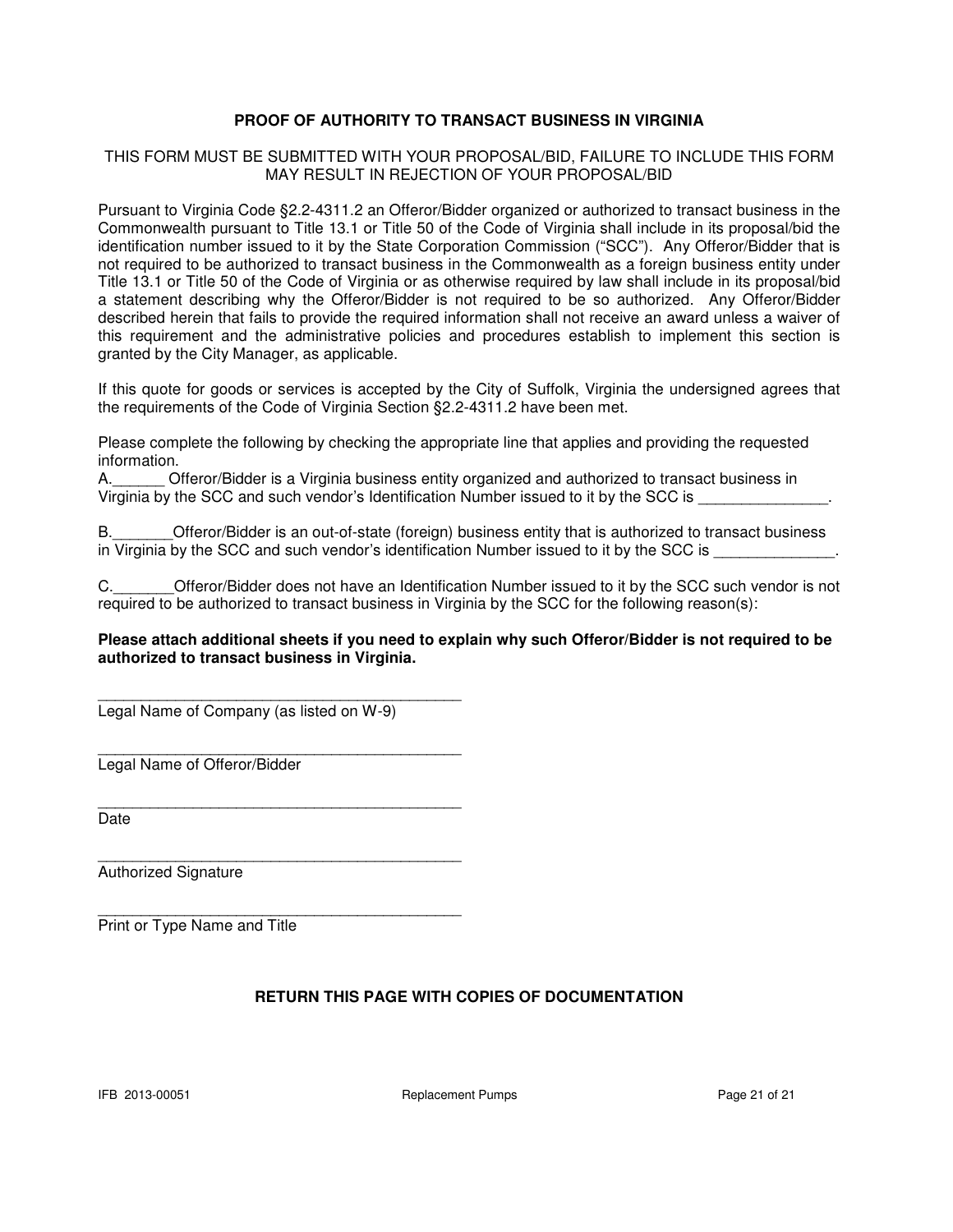## PROOF OF AUTHORITY TO TRANSACT BUSINESS IN VIRGINIA

THIS FORM MUST BE SUBMITTED WITH YOUR PROPOSAL/BID, FAILURE TO INCLUDE THIS FORM MAY RESULT IN REJECTION OF YOUR PROPOSAL/BID

Pursuant to Virginia Code §2.2-4311.2 an Offeror/Bidder organized or authorized to transact business in the Commonwealth pursuant to Title 13.1 or Title 50 of the Code of Virginia shall include in its proposal/bid the identification number issued to it by the State Corporation Commission ("SCC"). Any Offeror/Bidder that is not required to be authorized to transact business in the Commonwealth as a foreign business entity under Title 13.1 or Title 50 of the Code of Virginia or as otherwise required by law shall include in its proposal/bid a statement describing why the Offeror/Bidder is not required to be so authorized. Any Offeror/Bidder described herein that fails to provide the required information shall not receive an award unless a waiver of this requirement and the administrative policies and procedures establish to implement this section is granted by the City Manager, as applicable.

If this quote for goods or services is accepted by the City of Suffolk, Virginia the undersigned agrees that the requirements of the Code of Virginia Section §2.2-4311.2 have been met.

Please complete the following by checking the appropriate line that applies and providing the requested information.

A.______ Offeror/Bidder is a Virginia business entity organized and authorized to transact business in Virginia by the SCC and such vendor's Identification Number issued to it by the SCC is _______________.

B._______Offeror/Bidder is an out-of-state (foreign) business entity that is authorized to transact business in Virginia by the SCC and such vendor's identification Number issued to it by the SCC is ______________.

C._______Offeror/Bidder does not have an Identification Number issued to it by the SCC such vendor is not required to be authorized to transact business in Virginia by the SCC for the following reason(s):

**Please attach additional sheets if you need to explain why such Offeror/Bidder is not required to be authorized to transact business in Virginia.**

___________________________________________
Legal Name of Company (as listed on W-9)

___________________________________________
Legal Name of Offeror/Bidder

___________________________________________
Date

___________________________________________
Authorized Signature

___________________________________________
Print or Type Name and Title

**RETURN THIS PAGE WITH COPIES OF DOCUMENTATION**